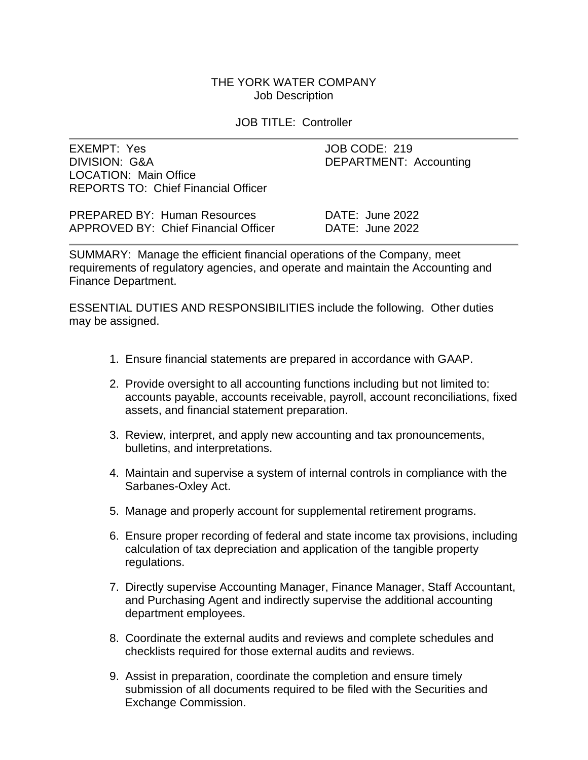THE YORK WATER COMPANY
Job Description

JOB TITLE: Controller

---

EXEMPT: Yes
DIVISION: G&A
LOCATION: Main Office
REPORTS TO: Chief Financial Officer

JOB CODE: 219
DEPARTMENT: Accounting

PREPARED BY: Human Resources — DATE: June 2022
APPROVED BY: Chief Financial Officer — DATE: June 2022

---

SUMMARY: Manage the efficient financial operations of the Company, meet requirements of regulatory agencies, and operate and maintain the Accounting and Finance Department.

ESSENTIAL DUTIES AND RESPONSIBILITIES include the following. Other duties may be assigned.

1. Ensure financial statements are prepared in accordance with GAAP.

2. Provide oversight to all accounting functions including but not limited to: accounts payable, accounts receivable, payroll, account reconciliations, fixed assets, and financial statement preparation.

3. Review, interpret, and apply new accounting and tax pronouncements, bulletins, and interpretations.

4. Maintain and supervise a system of internal controls in compliance with the Sarbanes-Oxley Act.

5. Manage and properly account for supplemental retirement programs.

6. Ensure proper recording of federal and state income tax provisions, including calculation of tax depreciation and application of the tangible property regulations.

7. Directly supervise Accounting Manager, Finance Manager, Staff Accountant, and Purchasing Agent and indirectly supervise the additional accounting department employees.

8. Coordinate the external audits and reviews and complete schedules and checklists required for those external audits and reviews.

9. Assist in preparation, coordinate the completion and ensure timely submission of all documents required to be filed with the Securities and Exchange Commission.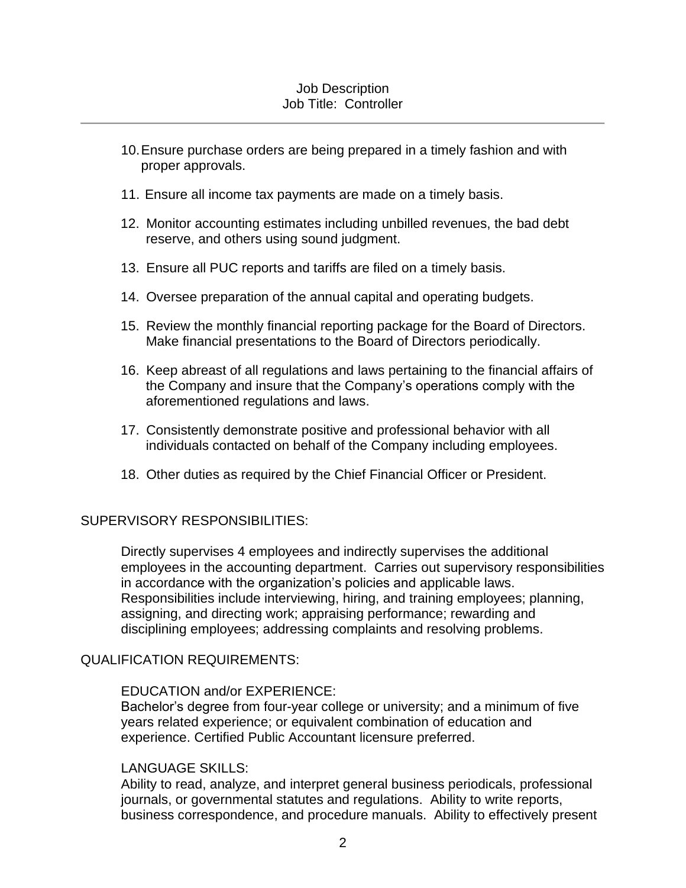10. Ensure purchase orders are being prepared in a timely fashion and with proper approvals.

11. Ensure all income tax payments are made on a timely basis.

12. Monitor accounting estimates including unbilled revenues, the bad debt reserve, and others using sound judgment.

13. Ensure all PUC reports and tariffs are filed on a timely basis.

14. Oversee preparation of the annual capital and operating budgets.

15. Review the monthly financial reporting package for the Board of Directors. Make financial presentations to the Board of Directors periodically.

16. Keep abreast of all regulations and laws pertaining to the financial affairs of the Company and insure that the Company's operations comply with the aforementioned regulations and laws.

17. Consistently demonstrate positive and professional behavior with all individuals contacted on behalf of the Company including employees.

18. Other duties as required by the Chief Financial Officer or President.

SUPERVISORY RESPONSIBILITIES:

Directly supervises 4 employees and indirectly supervises the additional employees in the accounting department. Carries out supervisory responsibilities in accordance with the organization's policies and applicable laws. Responsibilities include interviewing, hiring, and training employees; planning, assigning, and directing work; appraising performance; rewarding and disciplining employees; addressing complaints and resolving problems.

QUALIFICATION REQUIREMENTS:

EDUCATION and/or EXPERIENCE:
Bachelor's degree from four-year college or university; and a minimum of five years related experience; or equivalent combination of education and experience. Certified Public Accountant licensure preferred.

LANGUAGE SKILLS:
Ability to read, analyze, and interpret general business periodicals, professional journals, or governmental statutes and regulations. Ability to write reports, business correspondence, and procedure manuals. Ability to effectively present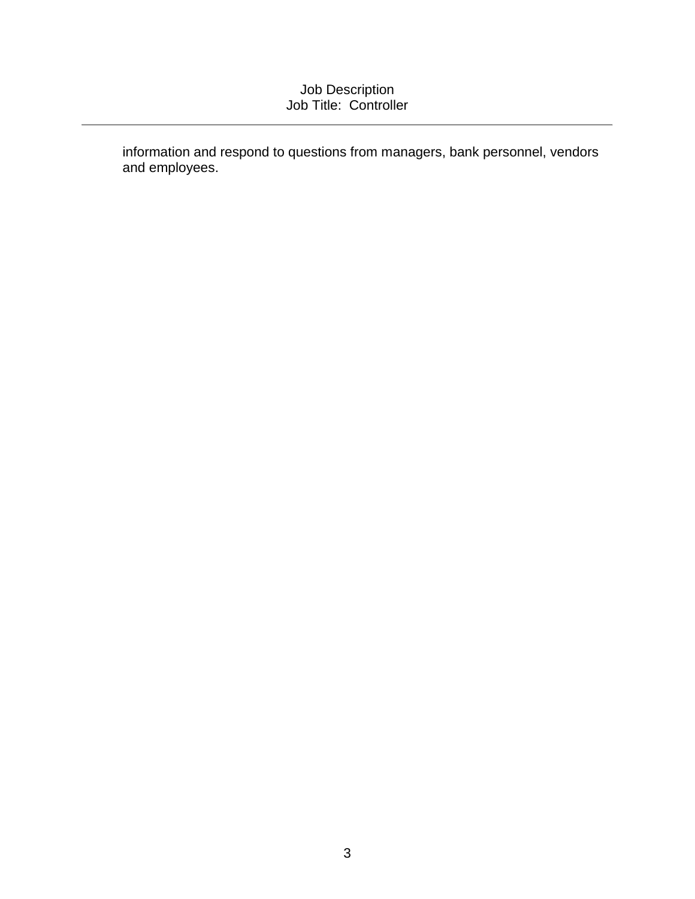information and respond to questions from managers, bank personnel, vendors and employees.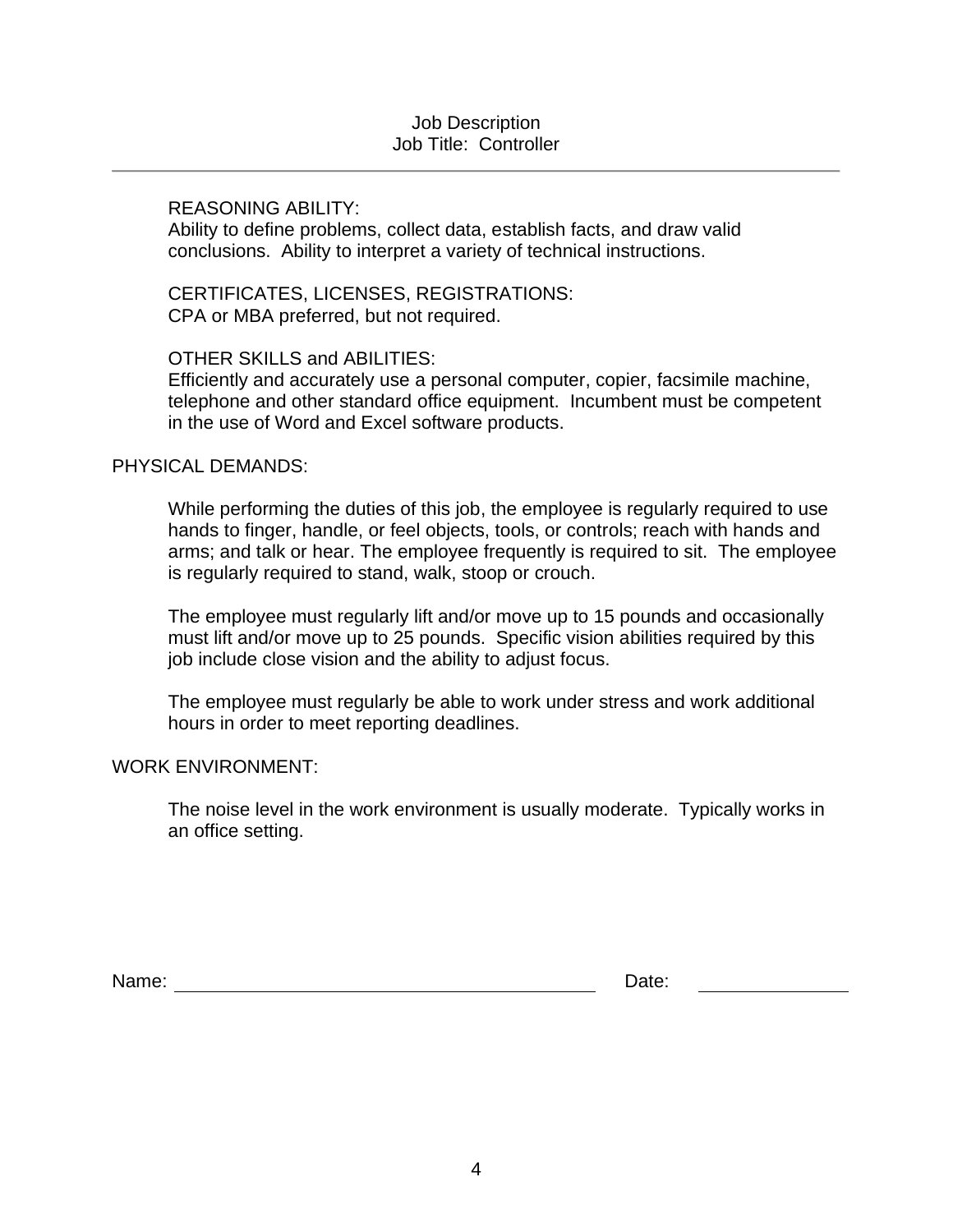REASONING ABILITY:
Ability to define problems, collect data, establish facts, and draw valid conclusions. Ability to interpret a variety of technical instructions.

CERTIFICATES, LICENSES, REGISTRATIONS:
CPA or MBA preferred, but not required.

OTHER SKILLS and ABILITIES:
Efficiently and accurately use a personal computer, copier, facsimile machine, telephone and other standard office equipment. Incumbent must be competent in the use of Word and Excel software products.

PHYSICAL DEMANDS:

While performing the duties of this job, the employee is regularly required to use hands to finger, handle, or feel objects, tools, or controls; reach with hands and arms; and talk or hear. The employee frequently is required to sit. The employee is regularly required to stand, walk, stoop or crouch.

The employee must regularly lift and/or move up to 15 pounds and occasionally must lift and/or move up to 25 pounds. Specific vision abilities required by this job include close vision and the ability to adjust focus.

The employee must regularly be able to work under stress and work additional hours in order to meet reporting deadlines.

WORK ENVIRONMENT:

The noise level in the work environment is usually moderate. Typically works in an office setting.

Name: ________________________________________ Date: ______________